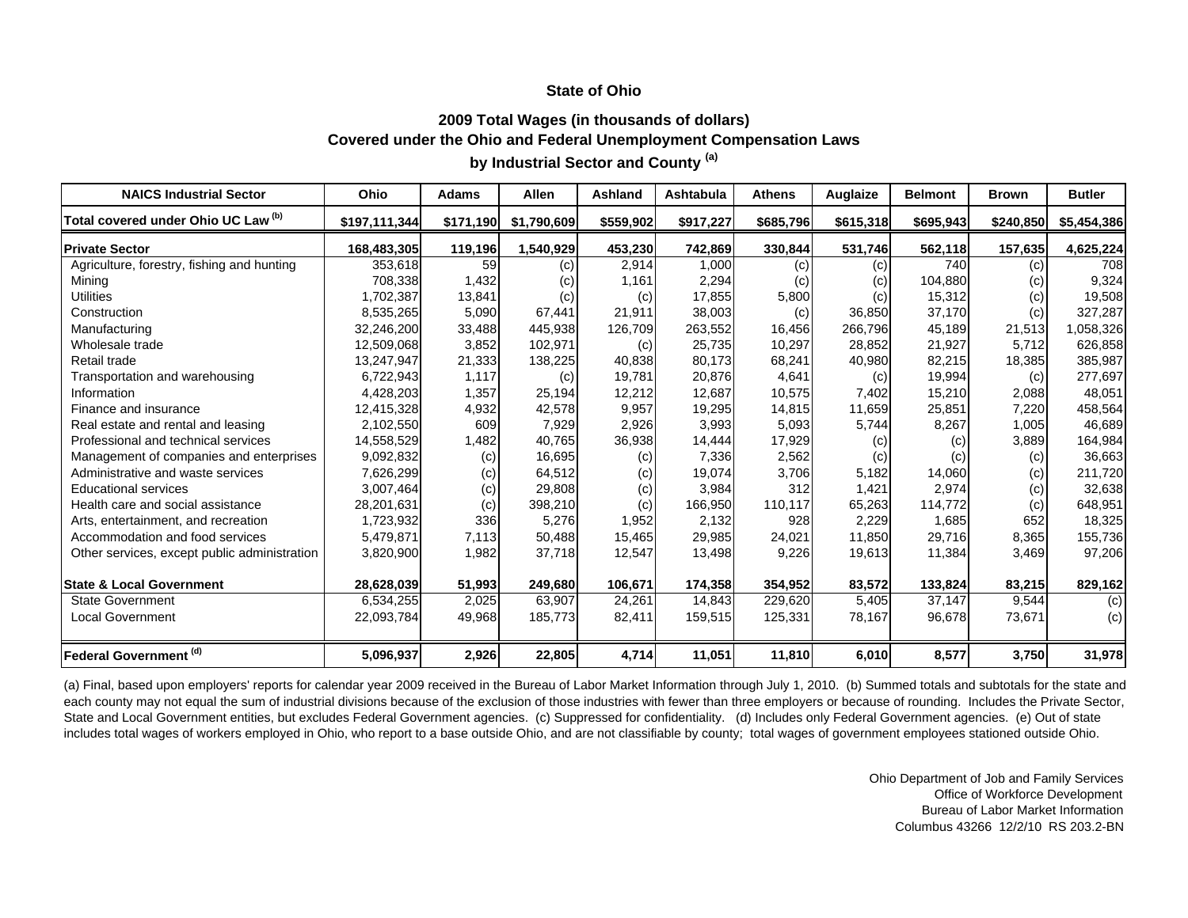# State of Ohio

## 2009 Total Wages (in thousands of dollars)
## Covered under the Ohio and Federal Unemployment Compensation Laws
## by Industrial Sector and County [(a)]

| NAICS Industrial Sector | Ohio | Adams | Allen | Ashland | Ashtabula | Athens | Auglaize | Belmont | Brown | Butler |
|---|---|---|---|---|---|---|---|---|---|---|
| **Total covered under Ohio UC Law [(b)]** | **$197,111,344** | **$171,190** | **$1,790,609** | **$559,902** | **$917,227** | **$685,796** | **$615,318** | **$695,943** | **$240,850** | **$5,454,386** |
| **Private Sector** | **168,483,305** | **119,196** | **1,540,929** | **453,230** | **742,869** | **330,844** | **531,746** | **562,118** | **157,635** | **4,625,224** |
| Agriculture, forestry, fishing and hunting | 353,618 | 59 | (c) | 2,914 | 1,000 | (c) | (c) | 740 | (c) | 708 |
| Mining | 708,338 | 1,432 | (c) | 1,161 | 2,294 | (c) | (c) | 104,880 | (c) | 9,324 |
| Utilities | 1,702,387 | 13,841 | (c) | (c) | 17,855 | 5,800 | (c) | 15,312 | (c) | 19,508 |
| Construction | 8,535,265 | 5,090 | 67,441 | 21,911 | 38,003 | (c) | 36,850 | 37,170 | (c) | 327,287 |
| Manufacturing | 32,246,200 | 33,488 | 445,938 | 126,709 | 263,552 | 16,456 | 266,796 | 45,189 | 21,513 | 1,058,326 |
| Wholesale trade | 12,509,068 | 3,852 | 102,971 | (c) | 25,735 | 10,297 | 28,852 | 21,927 | 5,712 | 626,858 |
| Retail trade | 13,247,947 | 21,333 | 138,225 | 40,838 | 80,173 | 68,241 | 40,980 | 82,215 | 18,385 | 385,987 |
| Transportation and warehousing | 6,722,943 | 1,117 | (c) | 19,781 | 20,876 | 4,641 | (c) | 19,994 | (c) | 277,697 |
| Information | 4,428,203 | 1,357 | 25,194 | 12,212 | 12,687 | 10,575 | 7,402 | 15,210 | 2,088 | 48,051 |
| Finance and insurance | 12,415,328 | 4,932 | 42,578 | 9,957 | 19,295 | 14,815 | 11,659 | 25,851 | 7,220 | 458,564 |
| Real estate and rental and leasing | 2,102,550 | 609 | 7,929 | 2,926 | 3,993 | 5,093 | 5,744 | 8,267 | 1,005 | 46,689 |
| Professional and technical services | 14,558,529 | 1,482 | 40,765 | 36,938 | 14,444 | 17,929 | (c) | (c) | 3,889 | 164,984 |
| Management of companies and enterprises | 9,092,832 | (c) | 16,695 | (c) | 7,336 | 2,562 | (c) | (c) | (c) | 36,663 |
| Administrative and waste services | 7,626,299 | (c) | 64,512 | (c) | 19,074 | 3,706 | 5,182 | 14,060 | (c) | 211,720 |
| Educational services | 3,007,464 | (c) | 29,808 | (c) | 3,984 | 312 | 1,421 | 2,974 | (c) | 32,638 |
| Health care and social assistance | 28,201,631 | (c) | 398,210 | (c) | 166,950 | 110,117 | 65,263 | 114,772 | (c) | 648,951 |
| Arts, entertainment, and recreation | 1,723,932 | 336 | 5,276 | 1,952 | 2,132 | 928 | 2,229 | 1,685 | 652 | 18,325 |
| Accommodation and food services | 5,479,871 | 7,113 | 50,488 | 15,465 | 29,985 | 24,021 | 11,850 | 29,716 | 8,365 | 155,736 |
| Other services, except public administration | 3,820,900 | 1,982 | 37,718 | 12,547 | 13,498 | 9,226 | 19,613 | 11,384 | 3,469 | 97,206 |
| **State & Local Government** | **28,628,039** | **51,993** | **249,680** | **106,671** | **174,358** | **354,952** | **83,572** | **133,824** | **83,215** | **829,162** |
| State Government | 6,534,255 | 2,025 | 63,907 | 24,261 | 14,843 | 229,620 | 5,405 | 37,147 | 9,544 | (c) |
| Local Government | 22,093,784 | 49,968 | 185,773 | 82,411 | 159,515 | 125,331 | 78,167 | 96,678 | 73,671 | (c) |
| **Federal Government [(d)]** | **5,096,937** | **2,926** | **22,805** | **4,714** | **11,051** | **11,810** | **6,010** | **8,577** | **3,750** | **31,978** |

(a) Final, based upon employers' reports for calendar year 2009 received in the Bureau of Labor Market Information through July 1, 2010. (b) Summed totals and subtotals for the state and each county may not equal the sum of industrial divisions because of the exclusion of those industries with fewer than three employers or because of rounding. Includes the Private Sector, State and Local Government entities, but excludes Federal Government agencies. (c) Suppressed for confidentiality. (d) Includes only Federal Government agencies. (e) Out of state includes total wages of workers employed in Ohio, who report to a base outside Ohio, and are not classifiable by county; total wages of government employees stationed outside Ohio.

Ohio Department of Job and Family Services
Office of Workforce Development
Bureau of Labor Market Information
Columbus 43266 12/2/10 RS 203.2-BN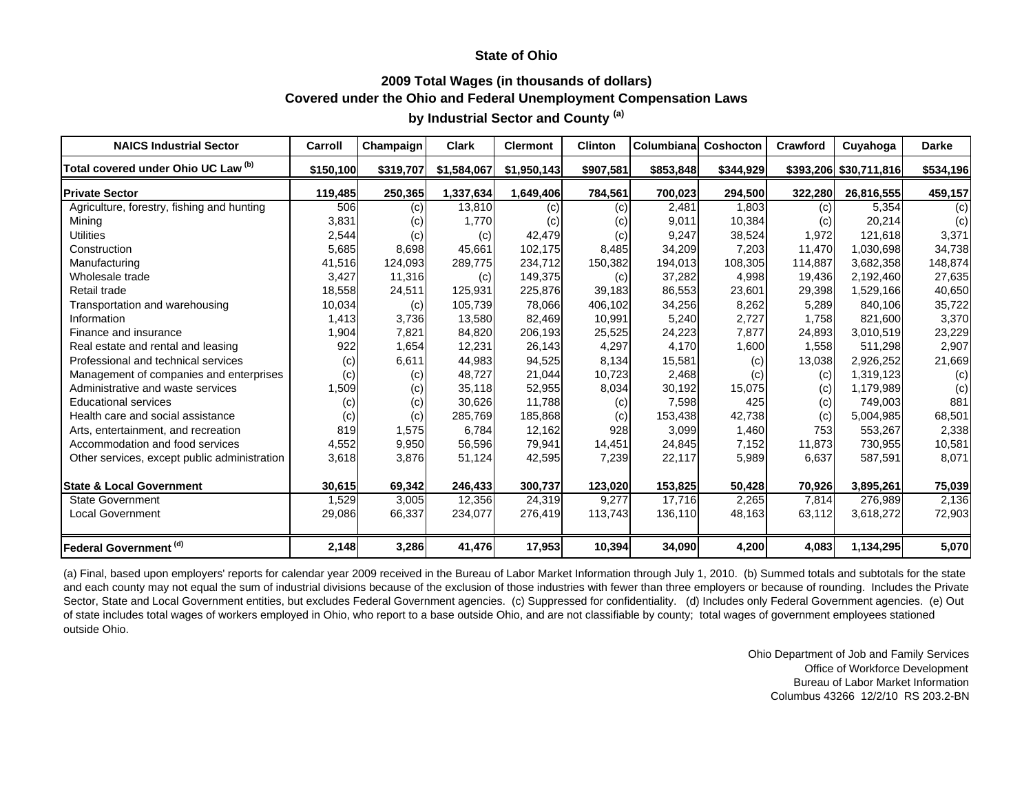**State of Ohio**

**2009 Total Wages (in thousands of dollars)**
**Covered under the Ohio and Federal Unemployment Compensation Laws**
**by Industrial Sector and County [(a)]**

| NAICS Industrial Sector | Carroll | Champaign | Clark | Clermont | Clinton | Columbiana | Coshocton | Crawford | Cuyahoga | Darke |
|---|---|---|---|---|---|---|---|---|---|---|
| **Total covered under Ohio UC Law [(b)]** | **$150,100** | **$319,707** | **$1,584,067** | **$1,950,143** | **$907,581** | **$853,848** | **$344,929** | **$393,206** | **$30,711,816** | **$534,196** |
| **Private Sector** | **119,485** | **250,365** | **1,337,634** | **1,649,406** | **784,561** | **700,023** | **294,500** | **322,280** | **26,816,555** | **459,157** |
| Agriculture, forestry, fishing and hunting | 506 | (c) | 13,810 | (c) | (c) | 2,481 | 1,803 | (c) | 5,354 | (c) |
| Mining | 3,831 | (c) | 1,770 | (c) | (c) | 9,011 | 10,384 | (c) | 20,214 | (c) |
| Utilities | 2,544 | (c) | (c) | 42,479 | (c) | 9,247 | 38,524 | 1,972 | 121,618 | 3,371 |
| Construction | 5,685 | 8,698 | 45,661 | 102,175 | 8,485 | 34,209 | 7,203 | 11,470 | 1,030,698 | 34,738 |
| Manufacturing | 41,516 | 124,093 | 289,775 | 234,712 | 150,382 | 194,013 | 108,305 | 114,887 | 3,682,358 | 148,874 |
| Wholesale trade | 3,427 | 11,316 | (c) | 149,375 | (c) | 37,282 | 4,998 | 19,436 | 2,192,460 | 27,635 |
| Retail trade | 18,558 | 24,511 | 125,931 | 225,876 | 39,183 | 86,553 | 23,601 | 29,398 | 1,529,166 | 40,650 |
| Transportation and warehousing | 10,034 | (c) | 105,739 | 78,066 | 406,102 | 34,256 | 8,262 | 5,289 | 840,106 | 35,722 |
| Information | 1,413 | 3,736 | 13,580 | 82,469 | 10,991 | 5,240 | 2,727 | 1,758 | 821,600 | 3,370 |
| Finance and insurance | 1,904 | 7,821 | 84,820 | 206,193 | 25,525 | 24,223 | 7,877 | 24,893 | 3,010,519 | 23,229 |
| Real estate and rental and leasing | 922 | 1,654 | 12,231 | 26,143 | 4,297 | 4,170 | 1,600 | 1,558 | 511,298 | 2,907 |
| Professional and technical services | (c) | 6,611 | 44,983 | 94,525 | 8,134 | 15,581 | (c) | 13,038 | 2,926,252 | 21,669 |
| Management of companies and enterprises | (c) | (c) | 48,727 | 21,044 | 10,723 | 2,468 | (c) | (c) | 1,319,123 | (c) |
| Administrative and waste services | 1,509 | (c) | 35,118 | 52,955 | 8,034 | 30,192 | 15,075 | (c) | 1,179,989 | (c) |
| Educational services | (c) | (c) | 30,626 | 11,788 | (c) | 7,598 | 425 | (c) | 749,003 | 881 |
| Health care and social assistance | (c) | (c) | 285,769 | 185,868 | (c) | 153,438 | 42,738 | (c) | 5,004,985 | 68,501 |
| Arts, entertainment, and recreation | 819 | 1,575 | 6,784 | 12,162 | 928 | 3,099 | 1,460 | 753 | 553,267 | 2,338 |
| Accommodation and food services | 4,552 | 9,950 | 56,596 | 79,941 | 14,451 | 24,845 | 7,152 | 11,873 | 730,955 | 10,581 |
| Other services, except public administration | 3,618 | 3,876 | 51,124 | 42,595 | 7,239 | 22,117 | 5,989 | 6,637 | 587,591 | 8,071 |
| **State & Local Government** | **30,615** | **69,342** | **246,433** | **300,737** | **123,020** | **153,825** | **50,428** | **70,926** | **3,895,261** | **75,039** |
| State Government | 1,529 | 3,005 | 12,356 | 24,319 | 9,277 | 17,716 | 2,265 | 7,814 | 276,989 | 2,136 |
| Local Government | 29,086 | 66,337 | 234,077 | 276,419 | 113,743 | 136,110 | 48,163 | 63,112 | 3,618,272 | 72,903 |
| **Federal Government [(d)]** | **2,148** | **3,286** | **41,476** | **17,953** | **10,394** | **34,090** | **4,200** | **4,083** | **1,134,295** | **5,070** |

(a) Final, based upon employers' reports for calendar year 2009 received in the Bureau of Labor Market Information through July 1, 2010. (b) Summed totals and subtotals for the state and each county may not equal the sum of industrial divisions because of the exclusion of those industries with fewer than three employers or because of rounding. Includes the Private Sector, State and Local Government entities, but excludes Federal Government agencies. (c) Suppressed for confidentiality. (d) Includes only Federal Government agencies. (e) Out of state includes total wages of workers employed in Ohio, who report to a base outside Ohio, and are not classifiable by county; total wages of government employees stationed outside Ohio.

Ohio Department of Job and Family Services
Office of Workforce Development
Bureau of Labor Market Information
Columbus 43266 12/2/10 RS 203.2-BN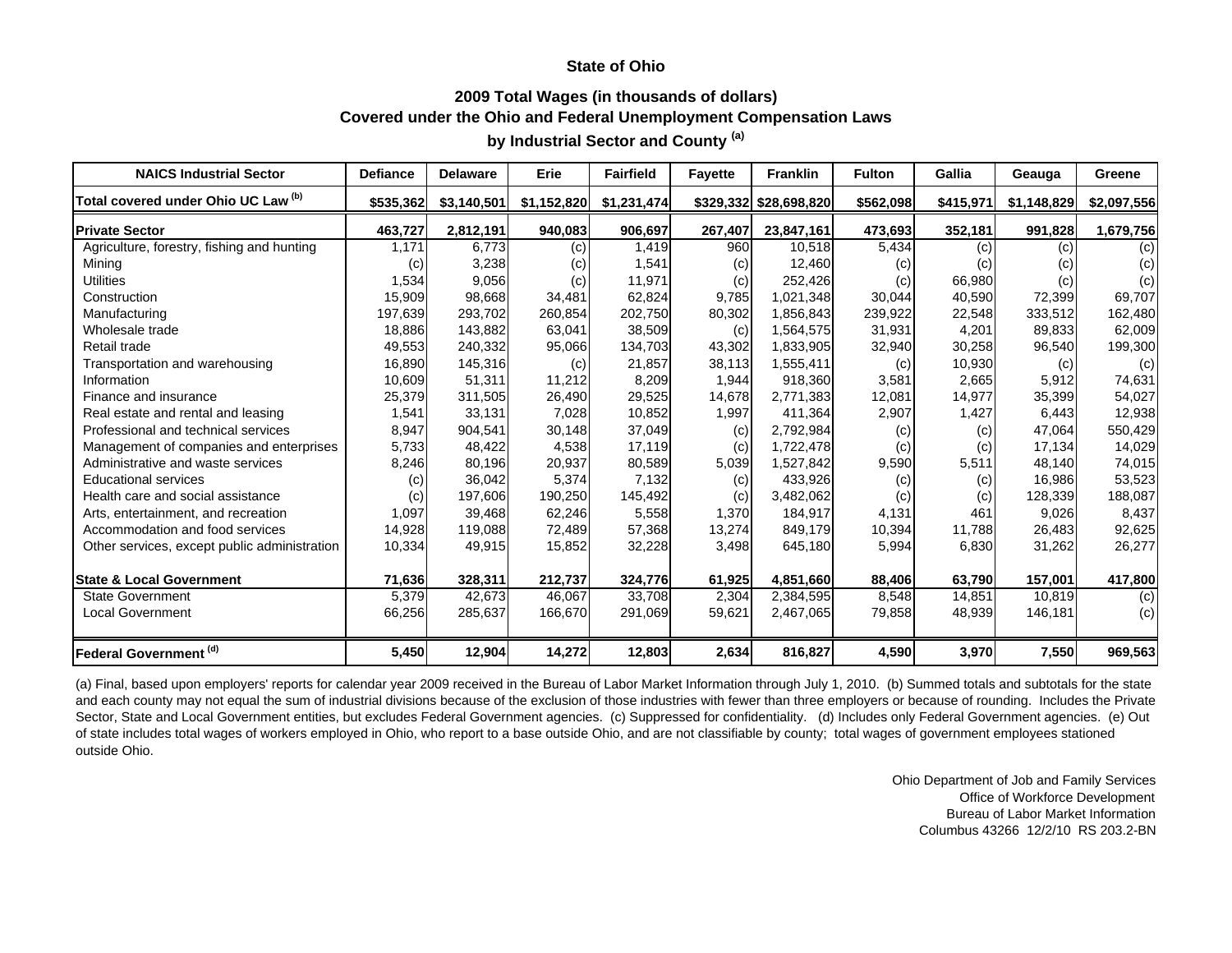# State of Ohio

## 2009 Total Wages (in thousands of dollars)
## Covered under the Ohio and Federal Unemployment Compensation Laws
## by Industrial Sector and County [(a)]

| NAICS Industrial Sector | Defiance | Delaware | Erie | Fairfield | Fayette | Franklin | Fulton | Gallia | Geauga | Greene |
|---|---|---|---|---|---|---|---|---|---|---|
| **Total covered under Ohio UC Law [(b)]** | **$535,362** | **$3,140,501** | **$1,152,820** | **$1,231,474** | **$329,332** | **$28,698,820** | **$562,098** | **$415,971** | **$1,148,829** | **$2,097,556** |
| **Private Sector** | **463,727** | **2,812,191** | **940,083** | **906,697** | **267,407** | **23,847,161** | **473,693** | **352,181** | **991,828** | **1,679,756** |
| Agriculture, forestry, fishing and hunting | 1,171 | 6,773 | (c) | 1,419 | 960 | 10,518 | 5,434 | (c) | (c) | (c) |
| Mining | (c) | 3,238 | (c) | 1,541 | (c) | 12,460 | (c) | (c) | (c) | (c) |
| Utilities | 1,534 | 9,056 | (c) | 11,971 | (c) | 252,426 | (c) | 66,980 | (c) | (c) |
| Construction | 15,909 | 98,668 | 34,481 | 62,824 | 9,785 | 1,021,348 | 30,044 | 40,590 | 72,399 | 69,707 |
| Manufacturing | 197,639 | 293,702 | 260,854 | 202,750 | 80,302 | 1,856,843 | 239,922 | 22,548 | 333,512 | 162,480 |
| Wholesale trade | 18,886 | 143,882 | 63,041 | 38,509 | (c) | 1,564,575 | 31,931 | 4,201 | 89,833 | 62,009 |
| Retail trade | 49,553 | 240,332 | 95,066 | 134,703 | 43,302 | 1,833,905 | 32,940 | 30,258 | 96,540 | 199,300 |
| Transportation and warehousing | 16,890 | 145,316 | (c) | 21,857 | 38,113 | 1,555,411 | (c) | 10,930 | (c) | (c) |
| Information | 10,609 | 51,311 | 11,212 | 8,209 | 1,944 | 918,360 | 3,581 | 2,665 | 5,912 | 74,631 |
| Finance and insurance | 25,379 | 311,505 | 26,490 | 29,525 | 14,678 | 2,771,383 | 12,081 | 14,977 | 35,399 | 54,027 |
| Real estate and rental and leasing | 1,541 | 33,131 | 7,028 | 10,852 | 1,997 | 411,364 | 2,907 | 1,427 | 6,443 | 12,938 |
| Professional and technical services | 8,947 | 904,541 | 30,148 | 37,049 | (c) | 2,792,984 | (c) | (c) | 47,064 | 550,429 |
| Management of companies and enterprises | 5,733 | 48,422 | 4,538 | 17,119 | (c) | 1,722,478 | (c) | (c) | 17,134 | 14,029 |
| Administrative and waste services | 8,246 | 80,196 | 20,937 | 80,589 | 5,039 | 1,527,842 | 9,590 | 5,511 | 48,140 | 74,015 |
| Educational services | (c) | 36,042 | 5,374 | 7,132 | (c) | 433,926 | (c) | (c) | 16,986 | 53,523 |
| Health care and social assistance | (c) | 197,606 | 190,250 | 145,492 | (c) | 3,482,062 | (c) | (c) | 128,339 | 188,087 |
| Arts, entertainment, and recreation | 1,097 | 39,468 | 62,246 | 5,558 | 1,370 | 184,917 | 4,131 | 461 | 9,026 | 8,437 |
| Accommodation and food services | 14,928 | 119,088 | 72,489 | 57,368 | 13,274 | 849,179 | 10,394 | 11,788 | 26,483 | 92,625 |
| Other services, except public administration | 10,334 | 49,915 | 15,852 | 32,228 | 3,498 | 645,180 | 5,994 | 6,830 | 31,262 | 26,277 |
| **State & Local Government** | **71,636** | **328,311** | **212,737** | **324,776** | **61,925** | **4,851,660** | **88,406** | **63,790** | **157,001** | **417,800** |
| State Government | 5,379 | 42,673 | 46,067 | 33,708 | 2,304 | 2,384,595 | 8,548 | 14,851 | 10,819 | (c) |
| Local Government | 66,256 | 285,637 | 166,670 | 291,069 | 59,621 | 2,467,065 | 79,858 | 48,939 | 146,181 | (c) |
| **Federal Government [(d)]** | **5,450** | **12,904** | **14,272** | **12,803** | **2,634** | **816,827** | **4,590** | **3,970** | **7,550** | **969,563** |

(a) Final, based upon employers' reports for calendar year 2009 received in the Bureau of Labor Market Information through July 1, 2010. (b) Summed totals and subtotals for the state and each county may not equal the sum of industrial divisions because of the exclusion of those industries with fewer than three employers or because of rounding. Includes the Private Sector, State and Local Government entities, but excludes Federal Government agencies. (c) Suppressed for confidentiality. (d) Includes only Federal Government agencies. (e) Out of state includes total wages of workers employed in Ohio, who report to a base outside Ohio, and are not classifiable by county; total wages of government employees stationed outside Ohio.

Ohio Department of Job and Family Services
Office of Workforce Development
Bureau of Labor Market Information
Columbus 43266 12/2/10 RS 203.2-BN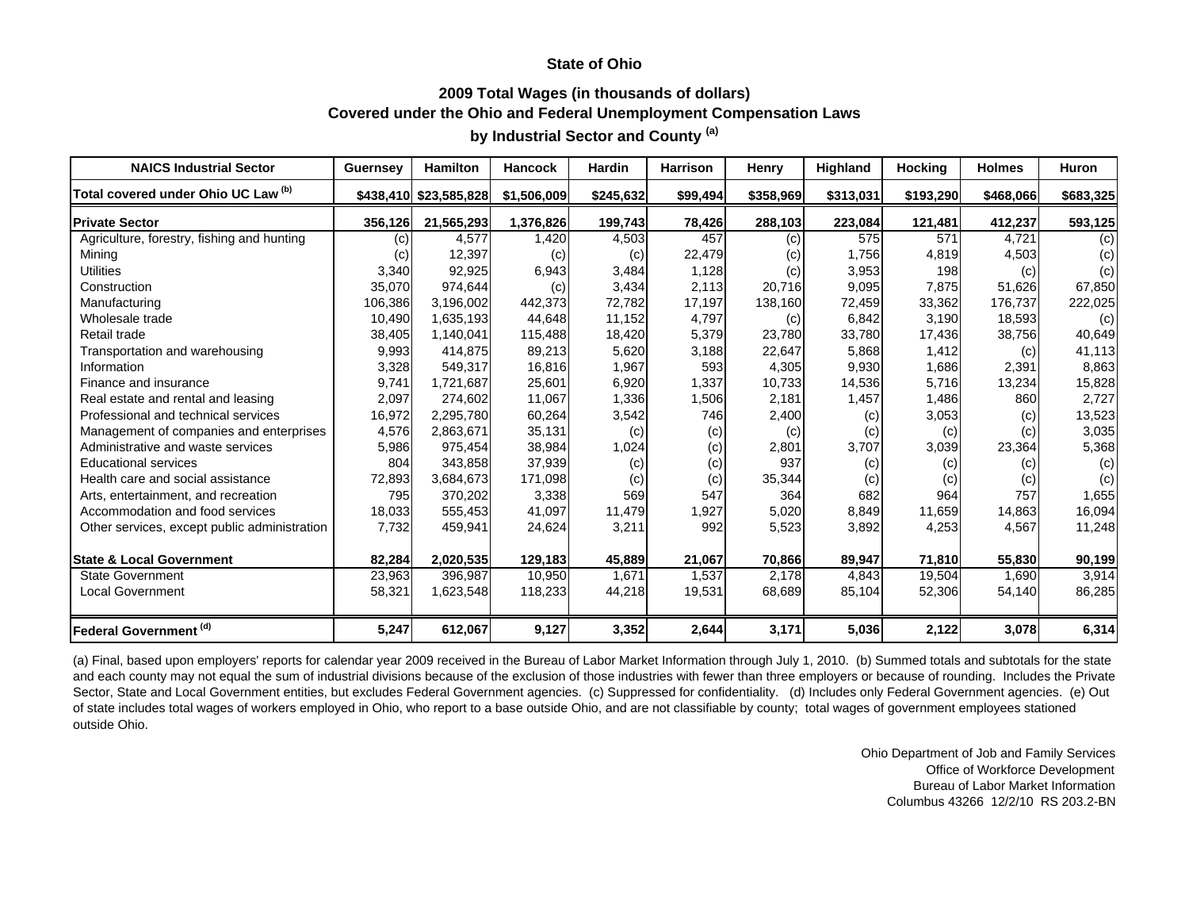**State of Ohio**

**2009 Total Wages (in thousands of dollars)**
**Covered under the Ohio and Federal Unemployment Compensation Laws**
**by Industrial Sector and County [(a)]**

| NAICS Industrial Sector | Guernsey | Hamilton | Hancock | Hardin | Harrison | Henry | Highland | Hocking | Holmes | Huron |
|---|---|---|---|---|---|---|---|---|---|---|
| **Total covered under Ohio UC Law [(b)]** | **$438,410** | **$23,585,828** | **$1,506,009** | **$245,632** | **$99,494** | **$358,969** | **$313,031** | **$193,290** | **$468,066** | **$683,325** |
| **Private Sector** | **356,126** | **21,565,293** | **1,376,826** | **199,743** | **78,426** | **288,103** | **223,084** | **121,481** | **412,237** | **593,125** |
| Agriculture, forestry, fishing and hunting | (c) | 4,577 | 1,420 | 4,503 | 457 | (c) | 575 | 571 | 4,721 | (c) |
| Mining | (c) | 12,397 | (c) | (c) | 22,479 | (c) | 1,756 | 4,819 | 4,503 | (c) |
| Utilities | 3,340 | 92,925 | 6,943 | 3,484 | 1,128 | (c) | 3,953 | 198 | (c) | (c) |
| Construction | 35,070 | 974,644 | (c) | 3,434 | 2,113 | 20,716 | 9,095 | 7,875 | 51,626 | 67,850 |
| Manufacturing | 106,386 | 3,196,002 | 442,373 | 72,782 | 17,197 | 138,160 | 72,459 | 33,362 | 176,737 | 222,025 |
| Wholesale trade | 10,490 | 1,635,193 | 44,648 | 11,152 | 4,797 | (c) | 6,842 | 3,190 | 18,593 | (c) |
| Retail trade | 38,405 | 1,140,041 | 115,488 | 18,420 | 5,379 | 23,780 | 33,780 | 17,436 | 38,756 | 40,649 |
| Transportation and warehousing | 9,993 | 414,875 | 89,213 | 5,620 | 3,188 | 22,647 | 5,868 | 1,412 | (c) | 41,113 |
| Information | 3,328 | 549,317 | 16,816 | 1,967 | 593 | 4,305 | 9,930 | 1,686 | 2,391 | 8,863 |
| Finance and insurance | 9,741 | 1,721,687 | 25,601 | 6,920 | 1,337 | 10,733 | 14,536 | 5,716 | 13,234 | 15,828 |
| Real estate and rental and leasing | 2,097 | 274,602 | 11,067 | 1,336 | 1,506 | 2,181 | 1,457 | 1,486 | 860 | 2,727 |
| Professional and technical services | 16,972 | 2,295,780 | 60,264 | 3,542 | 746 | 2,400 | (c) | 3,053 | (c) | 13,523 |
| Management of companies and enterprises | 4,576 | 2,863,671 | 35,131 | (c) | (c) | (c) | (c) | (c) | (c) | 3,035 |
| Administrative and waste services | 5,986 | 975,454 | 38,984 | 1,024 | (c) | 2,801 | 3,707 | 3,039 | 23,364 | 5,368 |
| Educational services | 804 | 343,858 | 37,939 | (c) | (c) | 937 | (c) | (c) | (c) | (c) |
| Health care and social assistance | 72,893 | 3,684,673 | 171,098 | (c) | (c) | 35,344 | (c) | (c) | (c) | (c) |
| Arts, entertainment, and recreation | 795 | 370,202 | 3,338 | 569 | 547 | 364 | 682 | 964 | 757 | 1,655 |
| Accommodation and food services | 18,033 | 555,453 | 41,097 | 11,479 | 1,927 | 5,020 | 8,849 | 11,659 | 14,863 | 16,094 |
| Other services, except public administration | 7,732 | 459,941 | 24,624 | 3,211 | 992 | 5,523 | 3,892 | 4,253 | 4,567 | 11,248 |
| **State & Local Government** | **82,284** | **2,020,535** | **129,183** | **45,889** | **21,067** | **70,866** | **89,947** | **71,810** | **55,830** | **90,199** |
| State Government | 23,963 | 396,987 | 10,950 | 1,671 | 1,537 | 2,178 | 4,843 | 19,504 | 1,690 | 3,914 |
| Local Government | 58,321 | 1,623,548 | 118,233 | 44,218 | 19,531 | 68,689 | 85,104 | 52,306 | 54,140 | 86,285 |
| **Federal Government [(d)]** | **5,247** | **612,067** | **9,127** | **3,352** | **2,644** | **3,171** | **5,036** | **2,122** | **3,078** | **6,314** |

(a) Final, based upon employers' reports for calendar year 2009 received in the Bureau of Labor Market Information through July 1, 2010. (b) Summed totals and subtotals for the state and each county may not equal the sum of industrial divisions because of the exclusion of those industries with fewer than three employers or because of rounding. Includes the Private Sector, State and Local Government entities, but excludes Federal Government agencies. (c) Suppressed for confidentiality. (d) Includes only Federal Government agencies. (e) Out of state includes total wages of workers employed in Ohio, who report to a base outside Ohio, and are not classifiable by county; total wages of government employees stationed outside Ohio.

Ohio Department of Job and Family Services
Office of Workforce Development
Bureau of Labor Market Information
Columbus 43266 12/2/10 RS 203.2-BN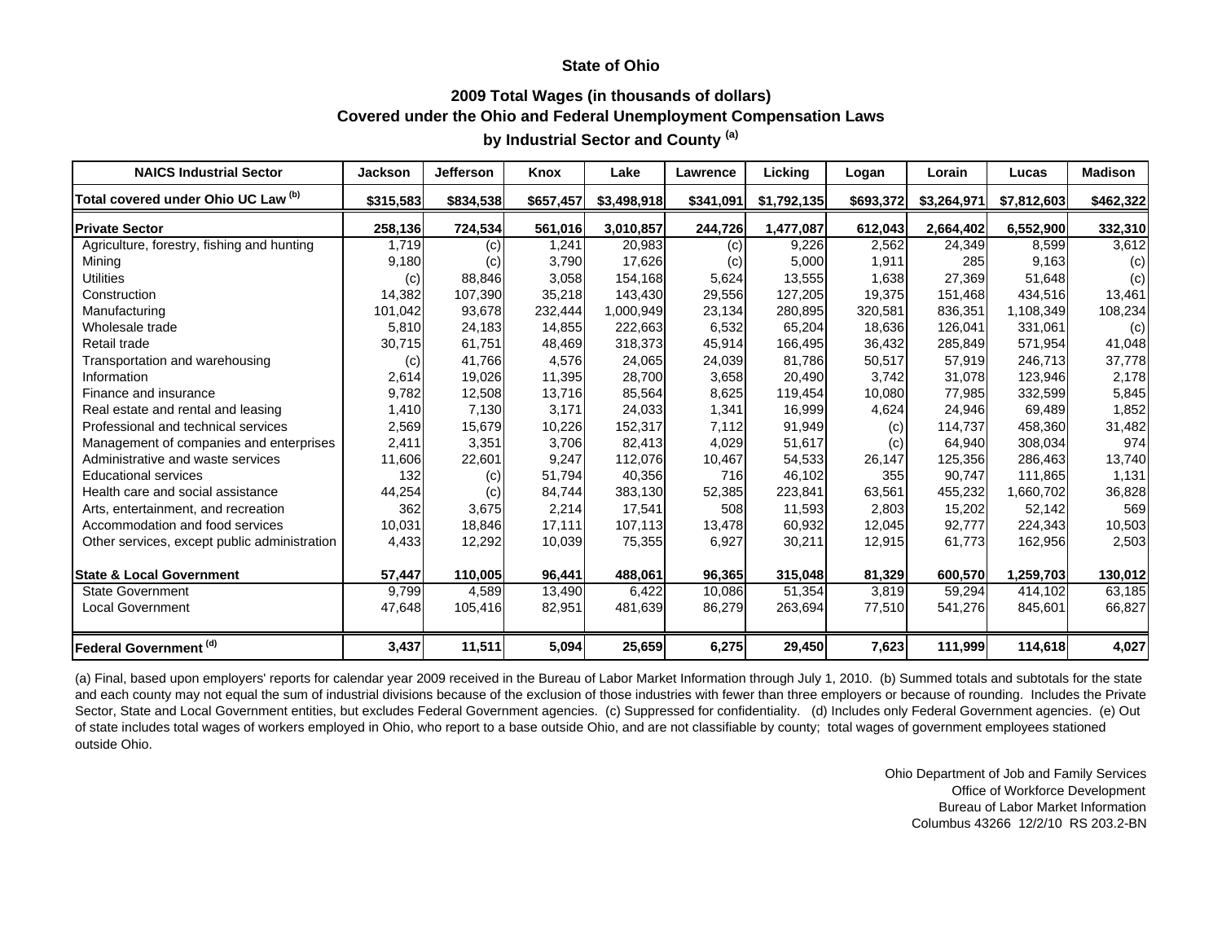**State of Ohio**

**2009 Total Wages (in thousands of dollars)**
**Covered under the Ohio and Federal Unemployment Compensation Laws**
**by Industrial Sector and County [(a)]**

| NAICS Industrial Sector | Jackson | Jefferson | Knox | Lake | Lawrence | Licking | Logan | Lorain | Lucas | Madison |
|---|---|---|---|---|---|---|---|---|---|---|
| **Total covered under Ohio UC Law [(b)]** | **$315,583** | **$834,538** | **$657,457** | **$3,498,918** | **$341,091** | **$1,792,135** | **$693,372** | **$3,264,971** | **$7,812,603** | **$462,322** |
| **Private Sector** | **258,136** | **724,534** | **561,016** | **3,010,857** | **244,726** | **1,477,087** | **612,043** | **2,664,402** | **6,552,900** | **332,310** |
| Agriculture, forestry, fishing and hunting | 1,719 | (c) | 1,241 | 20,983 | (c) | 9,226 | 2,562 | 24,349 | 8,599 | 3,612 |
| Mining | 9,180 | (c) | 3,790 | 17,626 | (c) | 5,000 | 1,911 | 285 | 9,163 | (c) |
| Utilities | (c) | 88,846 | 3,058 | 154,168 | 5,624 | 13,555 | 1,638 | 27,369 | 51,648 | (c) |
| Construction | 14,382 | 107,390 | 35,218 | 143,430 | 29,556 | 127,205 | 19,375 | 151,468 | 434,516 | 13,461 |
| Manufacturing | 101,042 | 93,678 | 232,444 | 1,000,949 | 23,134 | 280,895 | 320,581 | 836,351 | 1,108,349 | 108,234 |
| Wholesale trade | 5,810 | 24,183 | 14,855 | 222,663 | 6,532 | 65,204 | 18,636 | 126,041 | 331,061 | (c) |
| Retail trade | 30,715 | 61,751 | 48,469 | 318,373 | 45,914 | 166,495 | 36,432 | 285,849 | 571,954 | 41,048 |
| Transportation and warehousing | (c) | 41,766 | 4,576 | 24,065 | 24,039 | 81,786 | 50,517 | 57,919 | 246,713 | 37,778 |
| Information | 2,614 | 19,026 | 11,395 | 28,700 | 3,658 | 20,490 | 3,742 | 31,078 | 123,946 | 2,178 |
| Finance and insurance | 9,782 | 12,508 | 13,716 | 85,564 | 8,625 | 119,454 | 10,080 | 77,985 | 332,599 | 5,845 |
| Real estate and rental and leasing | 1,410 | 7,130 | 3,171 | 24,033 | 1,341 | 16,999 | 4,624 | 24,946 | 69,489 | 1,852 |
| Professional and technical services | 2,569 | 15,679 | 10,226 | 152,317 | 7,112 | 91,949 | (c) | 114,737 | 458,360 | 31,482 |
| Management of companies and enterprises | 2,411 | 3,351 | 3,706 | 82,413 | 4,029 | 51,617 | (c) | 64,940 | 308,034 | 974 |
| Administrative and waste services | 11,606 | 22,601 | 9,247 | 112,076 | 10,467 | 54,533 | 26,147 | 125,356 | 286,463 | 13,740 |
| Educational services | 132 | (c) | 51,794 | 40,356 | 716 | 46,102 | 355 | 90,747 | 111,865 | 1,131 |
| Health care and social assistance | 44,254 | (c) | 84,744 | 383,130 | 52,385 | 223,841 | 63,561 | 455,232 | 1,660,702 | 36,828 |
| Arts, entertainment, and recreation | 362 | 3,675 | 2,214 | 17,541 | 508 | 11,593 | 2,803 | 15,202 | 52,142 | 569 |
| Accommodation and food services | 10,031 | 18,846 | 17,111 | 107,113 | 13,478 | 60,932 | 12,045 | 92,777 | 224,343 | 10,503 |
| Other services, except public administration | 4,433 | 12,292 | 10,039 | 75,355 | 6,927 | 30,211 | 12,915 | 61,773 | 162,956 | 2,503 |
| **State & Local Government** | **57,447** | **110,005** | **96,441** | **488,061** | **96,365** | **315,048** | **81,329** | **600,570** | **1,259,703** | **130,012** |
| State Government | 9,799 | 4,589 | 13,490 | 6,422 | 10,086 | 51,354 | 3,819 | 59,294 | 414,102 | 63,185 |
| Local Government | 47,648 | 105,416 | 82,951 | 481,639 | 86,279 | 263,694 | 77,510 | 541,276 | 845,601 | 66,827 |
| **Federal Government [(d)]** | **3,437** | **11,511** | **5,094** | **25,659** | **6,275** | **29,450** | **7,623** | **111,999** | **114,618** | **4,027** |

(a) Final, based upon employers' reports for calendar year 2009 received in the Bureau of Labor Market Information through July 1, 2010. (b) Summed totals and subtotals for the state and each county may not equal the sum of industrial divisions because of the exclusion of those industries with fewer than three employers or because of rounding. Includes the Private Sector, State and Local Government entities, but excludes Federal Government agencies. (c) Suppressed for confidentiality. (d) Includes only Federal Government agencies. (e) Out of state includes total wages of workers employed in Ohio, who report to a base outside Ohio, and are not classifiable by county; total wages of government employees stationed outside Ohio.

Ohio Department of Job and Family Services
Office of Workforce Development
Bureau of Labor Market Information
Columbus 43266 12/2/10 RS 203.2-BN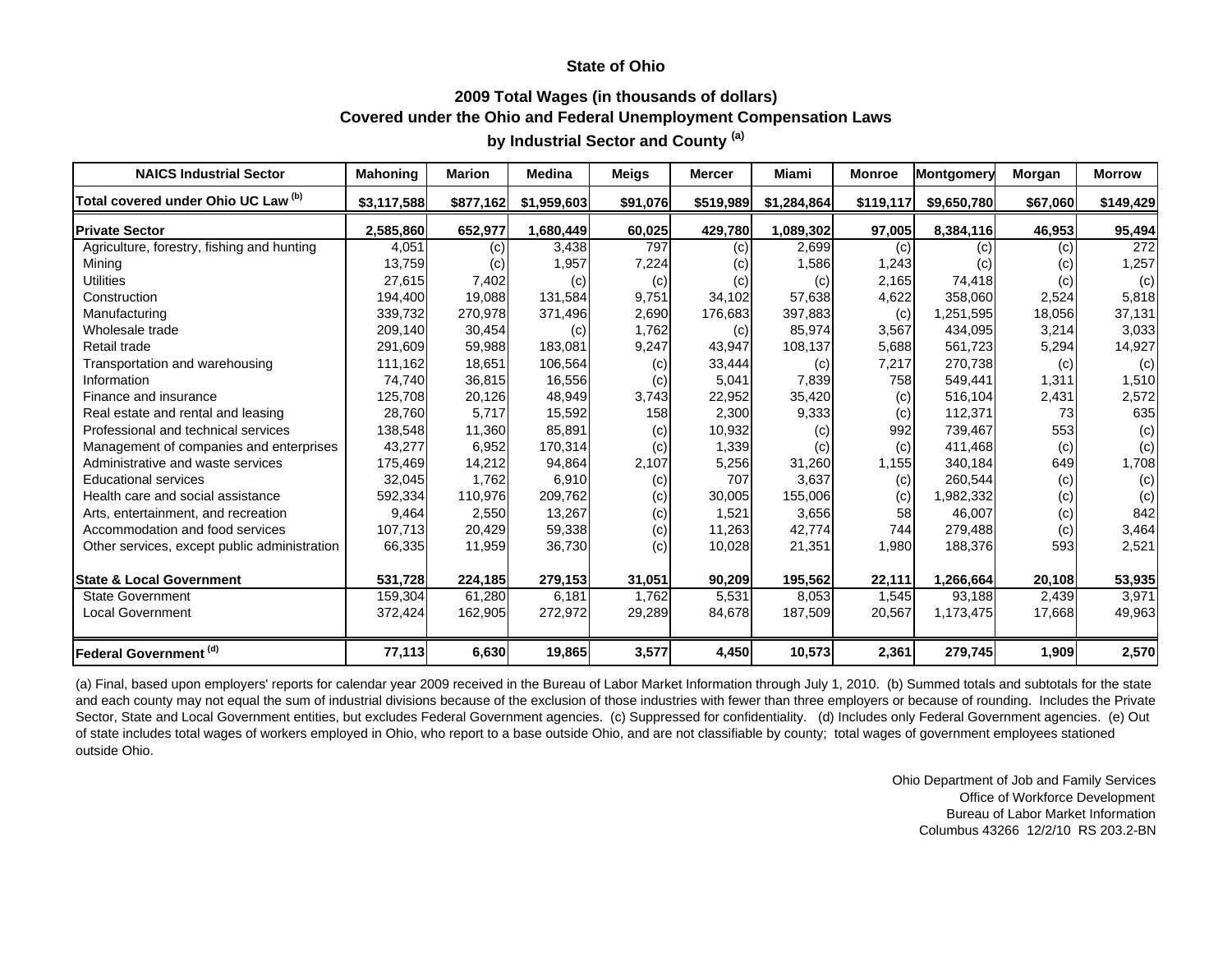### State of Ohio

### 2009 Total Wages (in thousands of dollars)
### Covered under the Ohio and Federal Unemployment Compensation Laws
### by Industrial Sector and County [(a)]

| NAICS Industrial Sector | Mahoning | Marion | Medina | Meigs | Mercer | Miami | Monroe | Montgomery | Morgan | Morrow |
|---|---|---|---|---|---|---|---|---|---|---|
| **Total covered under Ohio UC Law [(b)]** | **$3,117,588** | **$877,162** | **$1,959,603** | **$91,076** | **$519,989** | **$1,284,864** | **$119,117** | **$9,650,780** | **$67,060** | **$149,429** |
| **Private Sector** | **2,585,860** | **652,977** | **1,680,449** | **60,025** | **429,780** | **1,089,302** | **97,005** | **8,384,116** | **46,953** | **95,494** |
| Agriculture, forestry, fishing and hunting | 4,051 | (c) | 3,438 | 797 | (c) | 2,699 | (c) | (c) | (c) | 272 |
| Mining | 13,759 | (c) | 1,957 | 7,224 | (c) | 1,586 | 1,243 | (c) | (c) | 1,257 |
| Utilities | 27,615 | 7,402 | (c) | (c) | (c) | (c) | 2,165 | 74,418 | (c) | (c) |
| Construction | 194,400 | 19,088 | 131,584 | 9,751 | 34,102 | 57,638 | 4,622 | 358,060 | 2,524 | 5,818 |
| Manufacturing | 339,732 | 270,978 | 371,496 | 2,690 | 176,683 | 397,883 | (c) | 1,251,595 | 18,056 | 37,131 |
| Wholesale trade | 209,140 | 30,454 | (c) | 1,762 | (c) | 85,974 | 3,567 | 434,095 | 3,214 | 3,033 |
| Retail trade | 291,609 | 59,988 | 183,081 | 9,247 | 43,947 | 108,137 | 5,688 | 561,723 | 5,294 | 14,927 |
| Transportation and warehousing | 111,162 | 18,651 | 106,564 | (c) | 33,444 | (c) | 7,217 | 270,738 | (c) | (c) |
| Information | 74,740 | 36,815 | 16,556 | (c) | 5,041 | 7,839 | 758 | 549,441 | 1,311 | 1,510 |
| Finance and insurance | 125,708 | 20,126 | 48,949 | 3,743 | 22,952 | 35,420 | (c) | 516,104 | 2,431 | 2,572 |
| Real estate and rental and leasing | 28,760 | 5,717 | 15,592 | 158 | 2,300 | 9,333 | (c) | 112,371 | 73 | 635 |
| Professional and technical services | 138,548 | 11,360 | 85,891 | (c) | 10,932 | (c) | 992 | 739,467 | 553 | (c) |
| Management of companies and enterprises | 43,277 | 6,952 | 170,314 | (c) | 1,339 | (c) | (c) | 411,468 | (c) | (c) |
| Administrative and waste services | 175,469 | 14,212 | 94,864 | 2,107 | 5,256 | 31,260 | 1,155 | 340,184 | 649 | 1,708 |
| Educational services | 32,045 | 1,762 | 6,910 | (c) | 707 | 3,637 | (c) | 260,544 | (c) | (c) |
| Health care and social assistance | 592,334 | 110,976 | 209,762 | (c) | 30,005 | 155,006 | (c) | 1,982,332 | (c) | (c) |
| Arts, entertainment, and recreation | 9,464 | 2,550 | 13,267 | (c) | 1,521 | 3,656 | 58 | 46,007 | (c) | 842 |
| Accommodation and food services | 107,713 | 20,429 | 59,338 | (c) | 11,263 | 42,774 | 744 | 279,488 | (c) | 3,464 |
| Other services, except public administration | 66,335 | 11,959 | 36,730 | (c) | 10,028 | 21,351 | 1,980 | 188,376 | 593 | 2,521 |
| **State & Local Government** | **531,728** | **224,185** | **279,153** | **31,051** | **90,209** | **195,562** | **22,111** | **1,266,664** | **20,108** | **53,935** |
| State Government | 159,304 | 61,280 | 6,181 | 1,762 | 5,531 | 8,053 | 1,545 | 93,188 | 2,439 | 3,971 |
| Local Government | 372,424 | 162,905 | 272,972 | 29,289 | 84,678 | 187,509 | 20,567 | 1,173,475 | 17,668 | 49,963 |
| **Federal Government [(d)]** | **77,113** | **6,630** | **19,865** | **3,577** | **4,450** | **10,573** | **2,361** | **279,745** | **1,909** | **2,570** |

(a) Final, based upon employers' reports for calendar year 2009 received in the Bureau of Labor Market Information through July 1, 2010. (b) Summed totals and subtotals for the state and each county may not equal the sum of industrial divisions because of the exclusion of those industries with fewer than three employers or because of rounding. Includes the Private Sector, State and Local Government entities, but excludes Federal Government agencies. (c) Suppressed for confidentiality. (d) Includes only Federal Government agencies. (e) Out of state includes total wages of workers employed in Ohio, who report to a base outside Ohio, and are not classifiable by county; total wages of government employees stationed outside Ohio.

Ohio Department of Job and Family Services
Office of Workforce Development
Bureau of Labor Market Information
Columbus 43266 12/2/10 RS 203.2-BN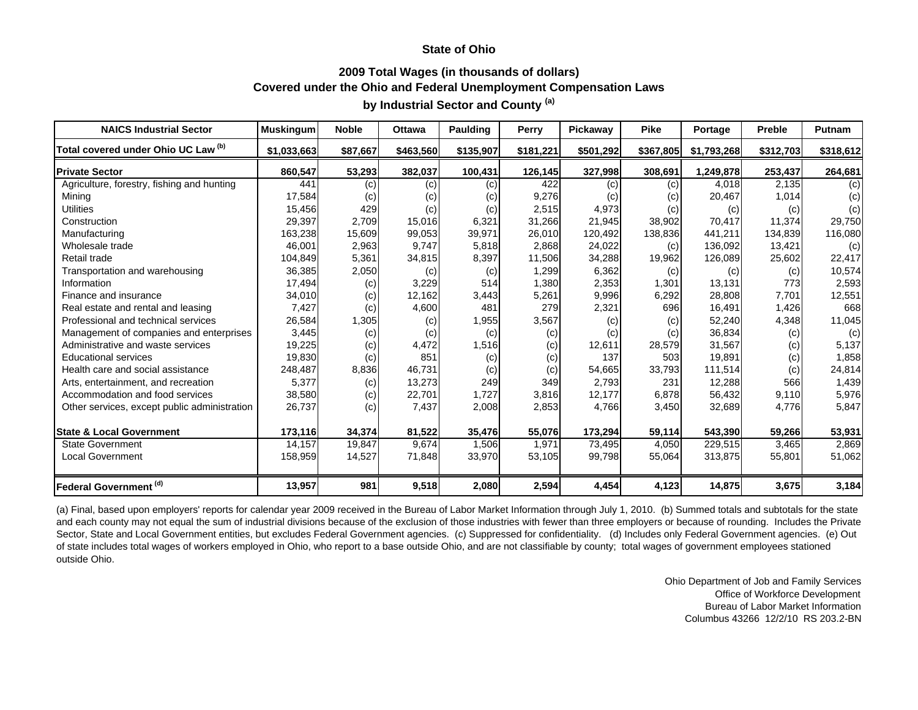# State of Ohio

## 2009 Total Wages (in thousands of dollars)
## Covered under the Ohio and Federal Unemployment Compensation Laws
## by Industrial Sector and County [(a)]

| NAICS Industrial Sector | Muskingum | Noble | Ottawa | Paulding | Perry | Pickaway | Pike | Portage | Preble | Putnam |
|---|---|---|---|---|---|---|---|---|---|---|
| **Total covered under Ohio UC Law [(b)]** | **$1,033,663** | **$87,667** | **$463,560** | **$135,907** | **$181,221** | **$501,292** | **$367,805** | **$1,793,268** | **$312,703** | **$318,612** |
| **Private Sector** | **860,547** | **53,293** | **382,037** | **100,431** | **126,145** | **327,998** | **308,691** | **1,249,878** | **253,437** | **264,681** |
| Agriculture, forestry, fishing and hunting | 441 | (c) | (c) | (c) | 422 | (c) | (c) | 4,018 | 2,135 | (c) |
| Mining | 17,584 | (c) | (c) | (c) | 9,276 | (c) | (c) | 20,467 | 1,014 | (c) |
| Utilities | 15,456 | 429 | (c) | (c) | 2,515 | 4,973 | (c) | (c) | (c) | (c) |
| Construction | 29,397 | 2,709 | 15,016 | 6,321 | 31,266 | 21,945 | 38,902 | 70,417 | 11,374 | 29,750 |
| Manufacturing | 163,238 | 15,609 | 99,053 | 39,971 | 26,010 | 120,492 | 138,836 | 441,211 | 134,839 | 116,080 |
| Wholesale trade | 46,001 | 2,963 | 9,747 | 5,818 | 2,868 | 24,022 | (c) | 136,092 | 13,421 | (c) |
| Retail trade | 104,849 | 5,361 | 34,815 | 8,397 | 11,506 | 34,288 | 19,962 | 126,089 | 25,602 | 22,417 |
| Transportation and warehousing | 36,385 | 2,050 | (c) | (c) | 1,299 | 6,362 | (c) | (c) | (c) | 10,574 |
| Information | 17,494 | (c) | 3,229 | 514 | 1,380 | 2,353 | 1,301 | 13,131 | 773 | 2,593 |
| Finance and insurance | 34,010 | (c) | 12,162 | 3,443 | 5,261 | 9,996 | 6,292 | 28,808 | 7,701 | 12,551 |
| Real estate and rental and leasing | 7,427 | (c) | 4,600 | 481 | 279 | 2,321 | 696 | 16,491 | 1,426 | 668 |
| Professional and technical services | 26,584 | 1,305 | (c) | 1,955 | 3,567 | (c) | (c) | 52,240 | 4,348 | 11,045 |
| Management of companies and enterprises | 3,445 | (c) | (c) | (c) | (c) | (c) | (c) | 36,834 | (c) | (c) |
| Administrative and waste services | 19,225 | (c) | 4,472 | 1,516 | (c) | 12,611 | 28,579 | 31,567 | (c) | 5,137 |
| Educational services | 19,830 | (c) | 851 | (c) | (c) | 137 | 503 | 19,891 | (c) | 1,858 |
| Health care and social assistance | 248,487 | 8,836 | 46,731 | (c) | (c) | 54,665 | 33,793 | 111,514 | (c) | 24,814 |
| Arts, entertainment, and recreation | 5,377 | (c) | 13,273 | 249 | 349 | 2,793 | 231 | 12,288 | 566 | 1,439 |
| Accommodation and food services | 38,580 | (c) | 22,701 | 1,727 | 3,816 | 12,177 | 6,878 | 56,432 | 9,110 | 5,976 |
| Other services, except public administration | 26,737 | (c) | 7,437 | 2,008 | 2,853 | 4,766 | 3,450 | 32,689 | 4,776 | 5,847 |
| **State & Local Government** | **173,116** | **34,374** | **81,522** | **35,476** | **55,076** | **173,294** | **59,114** | **543,390** | **59,266** | **53,931** |
| State Government | 14,157 | 19,847 | 9,674 | 1,506 | 1,971 | 73,495 | 4,050 | 229,515 | 3,465 | 2,869 |
| Local Government | 158,959 | 14,527 | 71,848 | 33,970 | 53,105 | 99,798 | 55,064 | 313,875 | 55,801 | 51,062 |
| **Federal Government [(d)]** | **13,957** | **981** | **9,518** | **2,080** | **2,594** | **4,454** | **4,123** | **14,875** | **3,675** | **3,184** |

(a) Final, based upon employers' reports for calendar year 2009 received in the Bureau of Labor Market Information through July 1, 2010. (b) Summed totals and subtotals for the state and each county may not equal the sum of industrial divisions because of the exclusion of those industries with fewer than three employers or because of rounding. Includes the Private Sector, State and Local Government entities, but excludes Federal Government agencies. (c) Suppressed for confidentiality. (d) Includes only Federal Government agencies. (e) Out of state includes total wages of workers employed in Ohio, who report to a base outside Ohio, and are not classifiable by county; total wages of government employees stationed outside Ohio.

Ohio Department of Job and Family Services
Office of Workforce Development
Bureau of Labor Market Information
Columbus 43266 12/2/10 RS 203.2-BN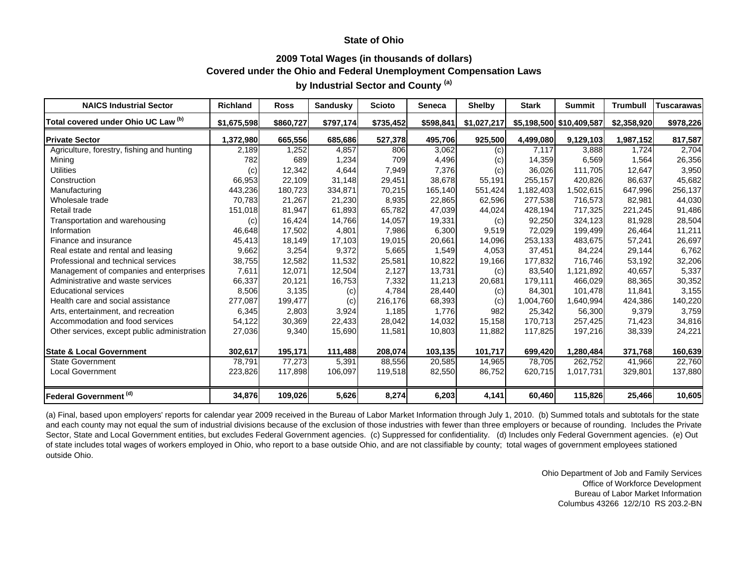**State of Ohio**

**2009 Total Wages (in thousands of dollars)**
**Covered under the Ohio and Federal Unemployment Compensation Laws**
**by Industrial Sector and County [(a)]**

| NAICS Industrial Sector | Richland | Ross | Sandusky | Scioto | Seneca | Shelby | Stark | Summit | Trumbull | Tuscarawas |
|---|---|---|---|---|---|---|---|---|---|---|
| **Total covered under Ohio UC Law [(b)]** | **$1,675,598** | **$860,727** | **$797,174** | **$735,452** | **$598,841** | **$1,027,217** | **$5,198,500** | **$10,409,587** | **$2,358,920** | **$978,226** |
| **Private Sector** | **1,372,980** | **665,556** | **685,686** | **527,378** | **495,706** | **925,500** | **4,499,080** | **9,129,103** | **1,987,152** | **817,587** |
| Agriculture, forestry, fishing and hunting | 2,189 | 1,252 | 4,857 | 806 | 3,062 | (c) | 7,117 | 3,888 | 1,724 | 2,704 |
| Mining | 782 | 689 | 1,234 | 709 | 4,496 | (c) | 14,359 | 6,569 | 1,564 | 26,356 |
| Utilities | (c) | 12,342 | 4,644 | 7,949 | 7,376 | (c) | 36,026 | 111,705 | 12,647 | 3,950 |
| Construction | 66,953 | 22,109 | 31,148 | 29,451 | 38,678 | 55,191 | 255,157 | 420,826 | 86,637 | 45,682 |
| Manufacturing | 443,236 | 180,723 | 334,871 | 70,215 | 165,140 | 551,424 | 1,182,403 | 1,502,615 | 647,996 | 256,137 |
| Wholesale trade | 70,783 | 21,267 | 21,230 | 8,935 | 22,865 | 62,596 | 277,538 | 716,573 | 82,981 | 44,030 |
| Retail trade | 151,018 | 81,947 | 61,893 | 65,782 | 47,039 | 44,024 | 428,194 | 717,325 | 221,245 | 91,486 |
| Transportation and warehousing | (c) | 16,424 | 14,766 | 14,057 | 19,331 | (c) | 92,250 | 324,123 | 81,928 | 28,504 |
| Information | 46,648 | 17,502 | 4,801 | 7,986 | 6,300 | 9,519 | 72,029 | 199,499 | 26,464 | 11,211 |
| Finance and insurance | 45,413 | 18,149 | 17,103 | 19,015 | 20,661 | 14,096 | 253,133 | 483,675 | 57,241 | 26,697 |
| Real estate and rental and leasing | 9,662 | 3,254 | 9,372 | 5,665 | 1,549 | 4,053 | 37,451 | 84,224 | 29,144 | 6,762 |
| Professional and technical services | 38,755 | 12,582 | 11,532 | 25,581 | 10,822 | 19,166 | 177,832 | 716,746 | 53,192 | 32,206 |
| Management of companies and enterprises | 7,611 | 12,071 | 12,504 | 2,127 | 13,731 | (c) | 83,540 | 1,121,892 | 40,657 | 5,337 |
| Administrative and waste services | 66,337 | 20,121 | 16,753 | 7,332 | 11,213 | 20,681 | 179,111 | 466,029 | 88,365 | 30,352 |
| Educational services | 8,506 | 3,135 | (c) | 4,784 | 28,440 | (c) | 84,301 | 101,478 | 11,841 | 3,155 |
| Health care and social assistance | 277,087 | 199,477 | (c) | 216,176 | 68,393 | (c) | 1,004,760 | 1,640,994 | 424,386 | 140,220 |
| Arts, entertainment, and recreation | 6,345 | 2,803 | 3,924 | 1,185 | 1,776 | 982 | 25,342 | 56,300 | 9,379 | 3,759 |
| Accommodation and food services | 54,122 | 30,369 | 22,433 | 28,042 | 14,032 | 15,158 | 170,713 | 257,425 | 71,423 | 34,816 |
| Other services, except public administration | 27,036 | 9,340 | 15,690 | 11,581 | 10,803 | 11,882 | 117,825 | 197,216 | 38,339 | 24,221 |
| **State & Local Government** | **302,617** | **195,171** | **111,488** | **208,074** | **103,135** | **101,717** | **699,420** | **1,280,484** | **371,768** | **160,639** |
| State Government | 78,791 | 77,273 | 5,391 | 88,556 | 20,585 | 14,965 | 78,705 | 262,752 | 41,966 | 22,760 |
| Local Government | 223,826 | 117,898 | 106,097 | 119,518 | 82,550 | 86,752 | 620,715 | 1,017,731 | 329,801 | 137,880 |
| **Federal Government [(d)]** | **34,876** | **109,026** | **5,626** | **8,274** | **6,203** | **4,141** | **60,460** | **115,826** | **25,466** | **10,605** |

(a) Final, based upon employers' reports for calendar year 2009 received in the Bureau of Labor Market Information through July 1, 2010. (b) Summed totals and subtotals for the state and each county may not equal the sum of industrial divisions because of the exclusion of those industries with fewer than three employers or because of rounding. Includes the Private Sector, State and Local Government entities, but excludes Federal Government agencies. (c) Suppressed for confidentiality. (d) Includes only Federal Government agencies. (e) Out of state includes total wages of workers employed in Ohio, who report to a base outside Ohio, and are not classifiable by county; total wages of government employees stationed outside Ohio.

Ohio Department of Job and Family Services
Office of Workforce Development
Bureau of Labor Market Information
Columbus 43266 12/2/10 RS 203.2-BN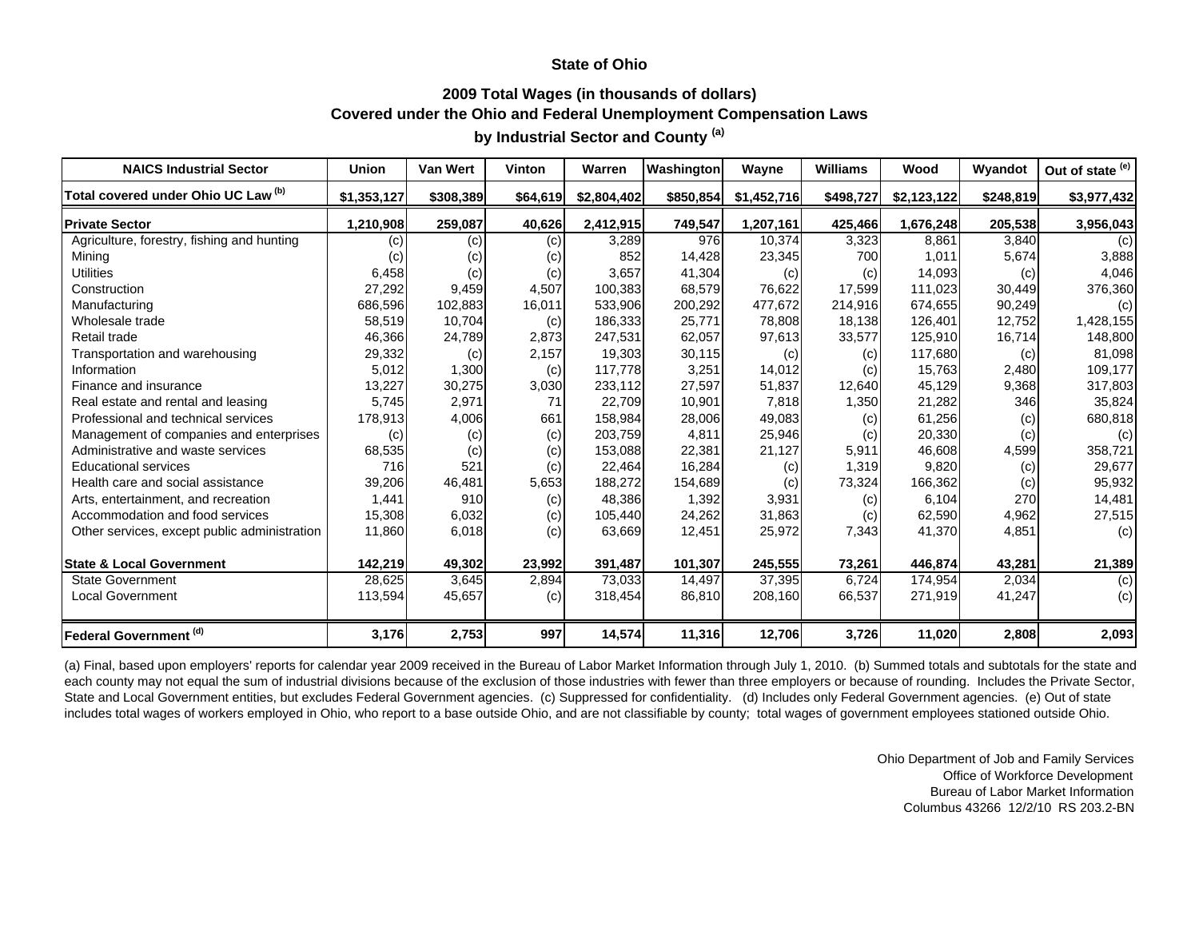# State of Ohio

## 2009 Total Wages (in thousands of dollars)
## Covered under the Ohio and Federal Unemployment Compensation Laws
## by Industrial Sector and County [(a)]

| NAICS Industrial Sector | Union | Van Wert | Vinton | Warren | Washington | Wayne | Williams | Wood | Wyandot | Out of state [(e)] |
|---|---|---|---|---|---|---|---|---|---|---|
| **Total covered under Ohio UC Law [(b)]** | **$1,353,127** | **$308,389** | **$64,619** | **$2,804,402** | **$850,854** | **$1,452,716** | **$498,727** | **$2,123,122** | **$248,819** | **$3,977,432** |
| **Private Sector** | **1,210,908** | **259,087** | **40,626** | **2,412,915** | **749,547** | **1,207,161** | **425,466** | **1,676,248** | **205,538** | **3,956,043** |
| Agriculture, forestry, fishing and hunting | (c) | (c) | (c) | 3,289 | 976 | 10,374 | 3,323 | 8,861 | 3,840 | (c) |
| Mining | (c) | (c) | (c) | 852 | 14,428 | 23,345 | 700 | 1,011 | 5,674 | 3,888 |
| Utilities | 6,458 | (c) | (c) | 3,657 | 41,304 | (c) | (c) | 14,093 | (c) | 4,046 |
| Construction | 27,292 | 9,459 | 4,507 | 100,383 | 68,579 | 76,622 | 17,599 | 111,023 | 30,449 | 376,360 |
| Manufacturing | 686,596 | 102,883 | 16,011 | 533,906 | 200,292 | 477,672 | 214,916 | 674,655 | 90,249 | (c) |
| Wholesale trade | 58,519 | 10,704 | (c) | 186,333 | 25,771 | 78,808 | 18,138 | 126,401 | 12,752 | 1,428,155 |
| Retail trade | 46,366 | 24,789 | 2,873 | 247,531 | 62,057 | 97,613 | 33,577 | 125,910 | 16,714 | 148,800 |
| Transportation and warehousing | 29,332 | (c) | 2,157 | 19,303 | 30,115 | (c) | (c) | 117,680 | (c) | 81,098 |
| Information | 5,012 | 1,300 | (c) | 117,778 | 3,251 | 14,012 | (c) | 15,763 | 2,480 | 109,177 |
| Finance and insurance | 13,227 | 30,275 | 3,030 | 233,112 | 27,597 | 51,837 | 12,640 | 45,129 | 9,368 | 317,803 |
| Real estate and rental and leasing | 5,745 | 2,971 | 71 | 22,709 | 10,901 | 7,818 | 1,350 | 21,282 | 346 | 35,824 |
| Professional and technical services | 178,913 | 4,006 | 661 | 158,984 | 28,006 | 49,083 | (c) | 61,256 | (c) | 680,818 |
| Management of companies and enterprises | (c) | (c) | (c) | 203,759 | 4,811 | 25,946 | (c) | 20,330 | (c) | (c) |
| Administrative and waste services | 68,535 | (c) | (c) | 153,088 | 22,381 | 21,127 | 5,911 | 46,608 | 4,599 | 358,721 |
| Educational services | 716 | 521 | (c) | 22,464 | 16,284 | (c) | 1,319 | 9,820 | (c) | 29,677 |
| Health care and social assistance | 39,206 | 46,481 | 5,653 | 188,272 | 154,689 | (c) | 73,324 | 166,362 | (c) | 95,932 |
| Arts, entertainment, and recreation | 1,441 | 910 | (c) | 48,386 | 1,392 | 3,931 | (c) | 6,104 | 270 | 14,481 |
| Accommodation and food services | 15,308 | 6,032 | (c) | 105,440 | 24,262 | 31,863 | (c) | 62,590 | 4,962 | 27,515 |
| Other services, except public administration | 11,860 | 6,018 | (c) | 63,669 | 12,451 | 25,972 | 7,343 | 41,370 | 4,851 | (c) |
| **State & Local Government** | **142,219** | **49,302** | **23,992** | **391,487** | **101,307** | **245,555** | **73,261** | **446,874** | **43,281** | **21,389** |
| State Government | 28,625 | 3,645 | 2,894 | 73,033 | 14,497 | 37,395 | 6,724 | 174,954 | 2,034 | (c) |
| Local Government | 113,594 | 45,657 | (c) | 318,454 | 86,810 | 208,160 | 66,537 | 271,919 | 41,247 | (c) |
| **Federal Government [(d)]** | **3,176** | **2,753** | **997** | **14,574** | **11,316** | **12,706** | **3,726** | **11,020** | **2,808** | **2,093** |

(a) Final, based upon employers' reports for calendar year 2009 received in the Bureau of Labor Market Information through July 1, 2010. (b) Summed totals and subtotals for the state and each county may not equal the sum of industrial divisions because of the exclusion of those industries with fewer than three employers or because of rounding. Includes the Private Sector, State and Local Government entities, but excludes Federal Government agencies. (c) Suppressed for confidentiality. (d) Includes only Federal Government agencies. (e) Out of state includes total wages of workers employed in Ohio, who report to a base outside Ohio, and are not classifiable by county; total wages of government employees stationed outside Ohio.

Ohio Department of Job and Family Services
Office of Workforce Development
Bureau of Labor Market Information
Columbus 43266 12/2/10 RS 203.2-BN